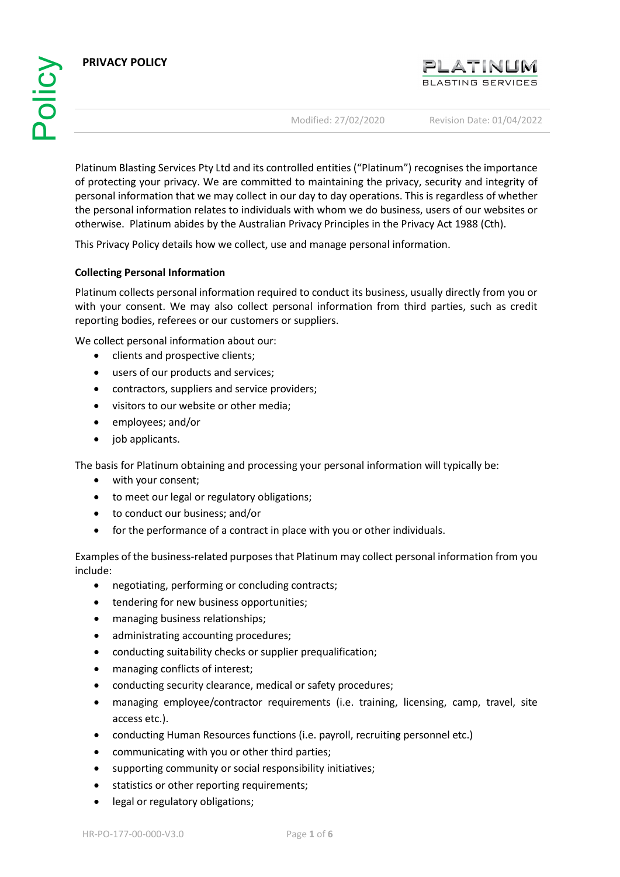# PRIVACY POLICY

Modified: 27/02/2020 Revision Date: 01/04/2022

Platinum Blasting Services Pty Ltd and its controlled entities ("Platinum") recognises the importance of protecting your privacy. We are committed to maintaining the privacy, security and integrity of personal information that we may collect in our day to day operations. This is regardless of whether the personal information relates to individuals with whom we do business, users of our websites or otherwise. Platinum abides by the Australian Privacy Principles in the Privacy Act 1988 (Cth).

This Privacy Policy details how we collect, use and manage personal information.

**Collecting Personal Information**

Platinum collects personal information required to conduct its business, usually directly from you or with your consent. We may also collect personal information from third parties, such as credit reporting bodies, referees or our customers or suppliers.

We collect personal information about our:

- clients and prospective clients;
- users of our products and services;
- contractors, suppliers and service providers;
- visitors to our website or other media;
- employees; and/or
- job applicants.

The basis for Platinum obtaining and processing your personal information will typically be:

- with your consent;
- to meet our legal or regulatory obligations;
- to conduct our business; and/or
- for the performance of a contract in place with you or other individuals.

Examples of the business-related purposes that Platinum may collect personal information from you include:

- negotiating, performing or concluding contracts;
- tendering for new business opportunities;
- managing business relationships;
- administrating accounting procedures;
- conducting suitability checks or supplier prequalification;
- managing conflicts of interest;
- conducting security clearance, medical or safety procedures;
- managing employee/contractor requirements (i.e. training, licensing, camp, travel, site access etc.).
- conducting Human Resources functions (i.e. payroll, recruiting personnel etc.)
- communicating with you or other third parties;
- supporting community or social responsibility initiatives;
- statistics or other reporting requirements;
- legal or regulatory obligations;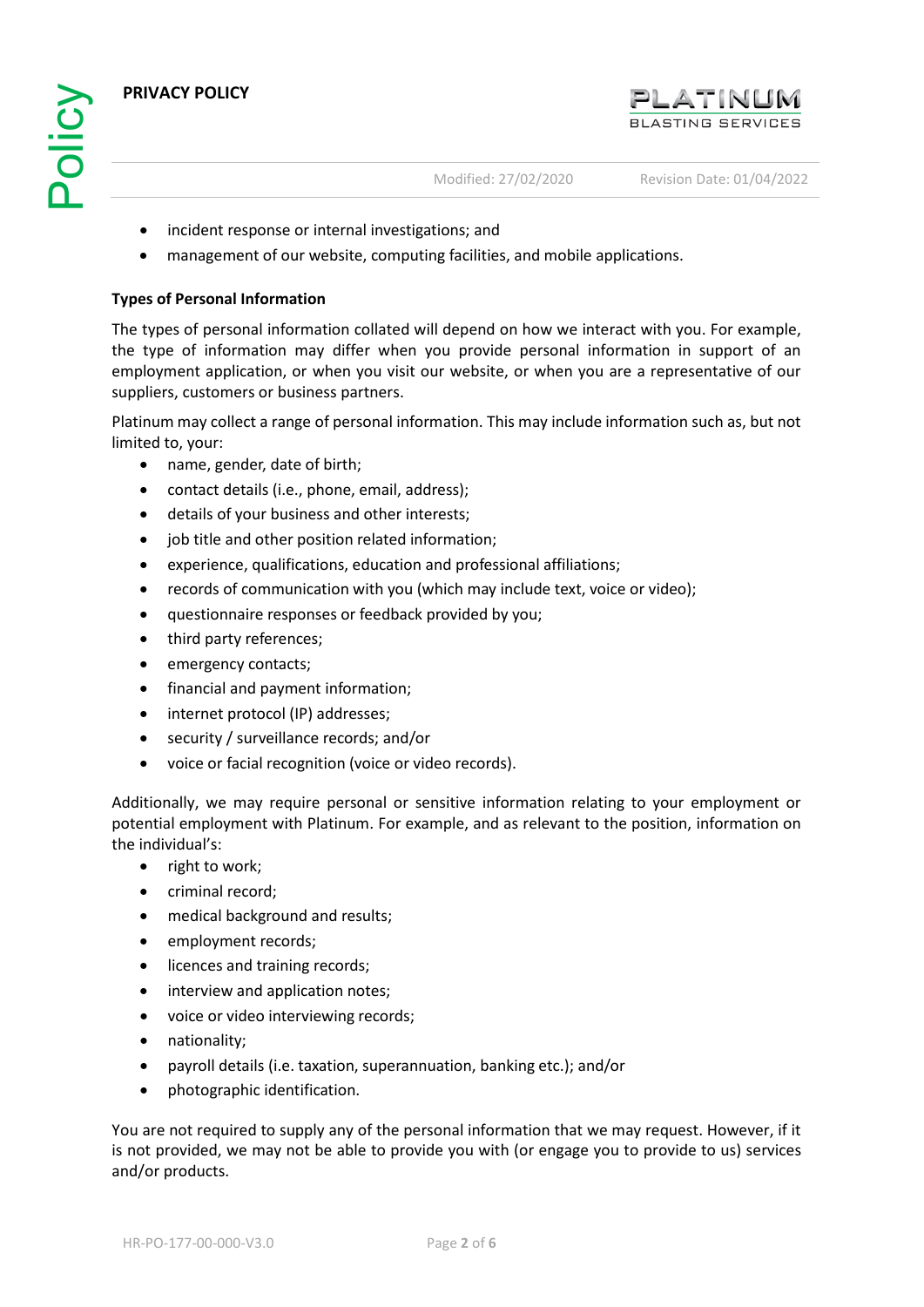- incident response or internal investigations; and
- management of our website, computing facilities, and mobile applications.

**Types of Personal Information**

The types of personal information collated will depend on how we interact with you. For example, the type of information may differ when you provide personal information in support of an employment application, or when you visit our website, or when you are a representative of our suppliers, customers or business partners.

Platinum may collect a range of personal information. This may include information such as, but not limited to, your:

- name, gender, date of birth;
- contact details (i.e., phone, email, address);
- details of your business and other interests;
- job title and other position related information;
- experience, qualifications, education and professional affiliations;
- records of communication with you (which may include text, voice or video);
- questionnaire responses or feedback provided by you;
- third party references;
- emergency contacts;
- financial and payment information;
- internet protocol (IP) addresses;
- security / surveillance records; and/or
- voice or facial recognition (voice or video records).

Additionally, we may require personal or sensitive information relating to your employment or potential employment with Platinum. For example, and as relevant to the position, information on the individual's:

- right to work;
- criminal record;
- medical background and results;
- employment records;
- licences and training records;
- interview and application notes;
- voice or video interviewing records;
- nationality;
- payroll details (i.e. taxation, superannuation, banking etc.); and/or
- photographic identification.

You are not required to supply any of the personal information that we may request. However, if it is not provided, we may not be able to provide you with (or engage you to provide to us) services and/or products.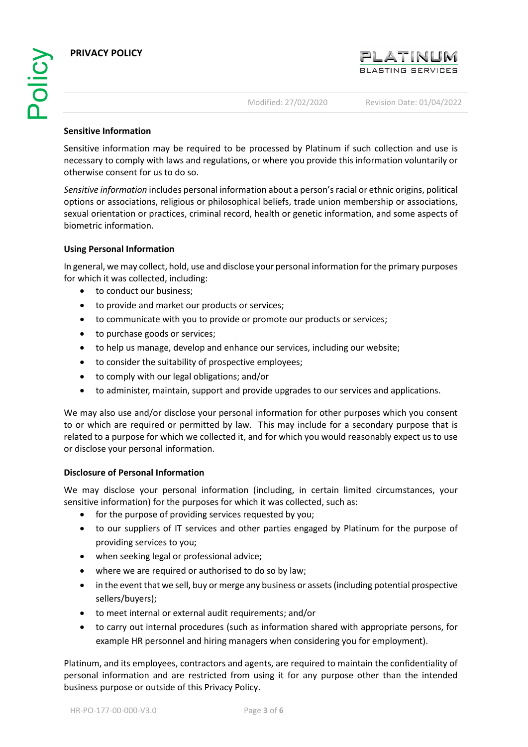### Sensitive Information

Sensitive information may be required to be processed by Platinum if such collection and use is necessary to comply with laws and regulations, or where you provide this information voluntarily or otherwise consent for us to do so.

*Sensitive information* includes personal information about a person's racial or ethnic origins, political options or associations, religious or philosophical beliefs, trade union membership or associations, sexual orientation or practices, criminal record, health or genetic information, and some aspects of biometric information.

### Using Personal Information

In general, we may collect, hold, use and disclose your personal information for the primary purposes for which it was collected, including:

- to conduct our business;
- to provide and market our products or services;
- to communicate with you to provide or promote our products or services;
- to purchase goods or services;
- to help us manage, develop and enhance our services, including our website;
- to consider the suitability of prospective employees;
- to comply with our legal obligations; and/or
- to administer, maintain, support and provide upgrades to our services and applications.

We may also use and/or disclose your personal information for other purposes which you consent to or which are required or permitted by law. This may include for a secondary purpose that is related to a purpose for which we collected it, and for which you would reasonably expect us to use or disclose your personal information.

### Disclosure of Personal Information

We may disclose your personal information (including, in certain limited circumstances, your sensitive information) for the purposes for which it was collected, such as:

- for the purpose of providing services requested by you;
- to our suppliers of IT services and other parties engaged by Platinum for the purpose of providing services to you;
- when seeking legal or professional advice;
- where we are required or authorised to do so by law;
- in the event that we sell, buy or merge any business or assets (including potential prospective sellers/buyers);
- to meet internal or external audit requirements; and/or
- to carry out internal procedures (such as information shared with appropriate persons, for example HR personnel and hiring managers when considering you for employment).

Platinum, and its employees, contractors and agents, are required to maintain the confidentiality of personal information and are restricted from using it for any purpose other than the intended business purpose or outside of this Privacy Policy.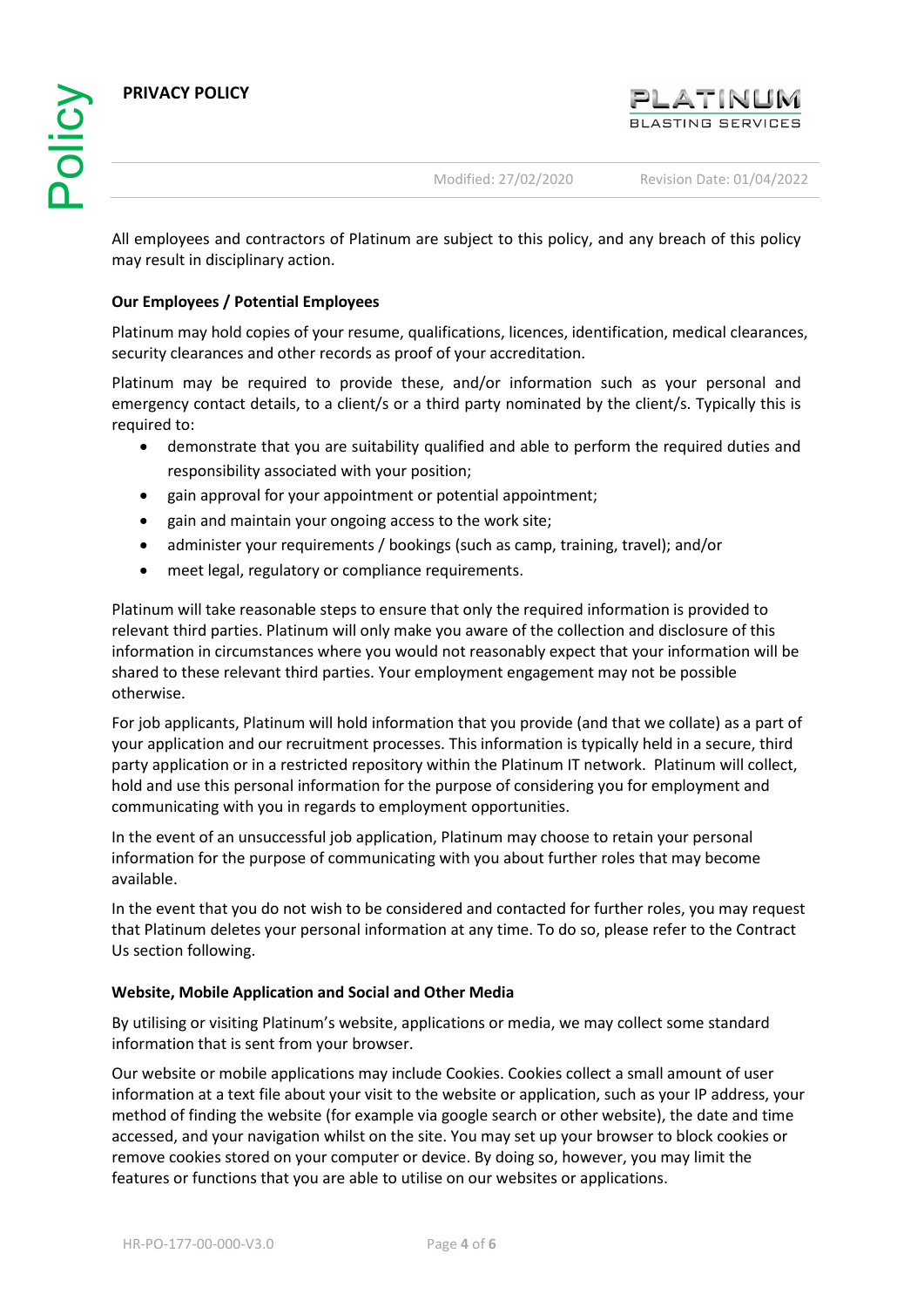All employees and contractors of Platinum are subject to this policy, and any breach of this policy may result in disciplinary action.

**Our Employees / Potential Employees**

Platinum may hold copies of your resume, qualifications, licences, identification, medical clearances, security clearances and other records as proof of your accreditation.

Platinum may be required to provide these, and/or information such as your personal and emergency contact details, to a client/s or a third party nominated by the client/s. Typically this is required to:

- demonstrate that you are suitability qualified and able to perform the required duties and responsibility associated with your position;
- gain approval for your appointment or potential appointment;
- gain and maintain your ongoing access to the work site;
- administer your requirements / bookings (such as camp, training, travel); and/or
- meet legal, regulatory or compliance requirements.

Platinum will take reasonable steps to ensure that only the required information is provided to relevant third parties. Platinum will only make you aware of the collection and disclosure of this information in circumstances where you would not reasonably expect that your information will be shared to these relevant third parties. Your employment engagement may not be possible otherwise.

For job applicants, Platinum will hold information that you provide (and that we collate) as a part of your application and our recruitment processes. This information is typically held in a secure, third party application or in a restricted repository within the Platinum IT network. Platinum will collect, hold and use this personal information for the purpose of considering you for employment and communicating with you in regards to employment opportunities.

In the event of an unsuccessful job application, Platinum may choose to retain your personal information for the purpose of communicating with you about further roles that may become available.

In the event that you do not wish to be considered and contacted for further roles, you may request that Platinum deletes your personal information at any time. To do so, please refer to the Contract Us section following.

**Website, Mobile Application and Social and Other Media**

By utilising or visiting Platinum's website, applications or media, we may collect some standard information that is sent from your browser.

Our website or mobile applications may include Cookies. Cookies collect a small amount of user information at a text file about your visit to the website or application, such as your IP address, your method of finding the website (for example via google search or other website), the date and time accessed, and your navigation whilst on the site. You may set up your browser to block cookies or remove cookies stored on your computer or device. By doing so, however, you may limit the features or functions that you are able to utilise on our websites or applications.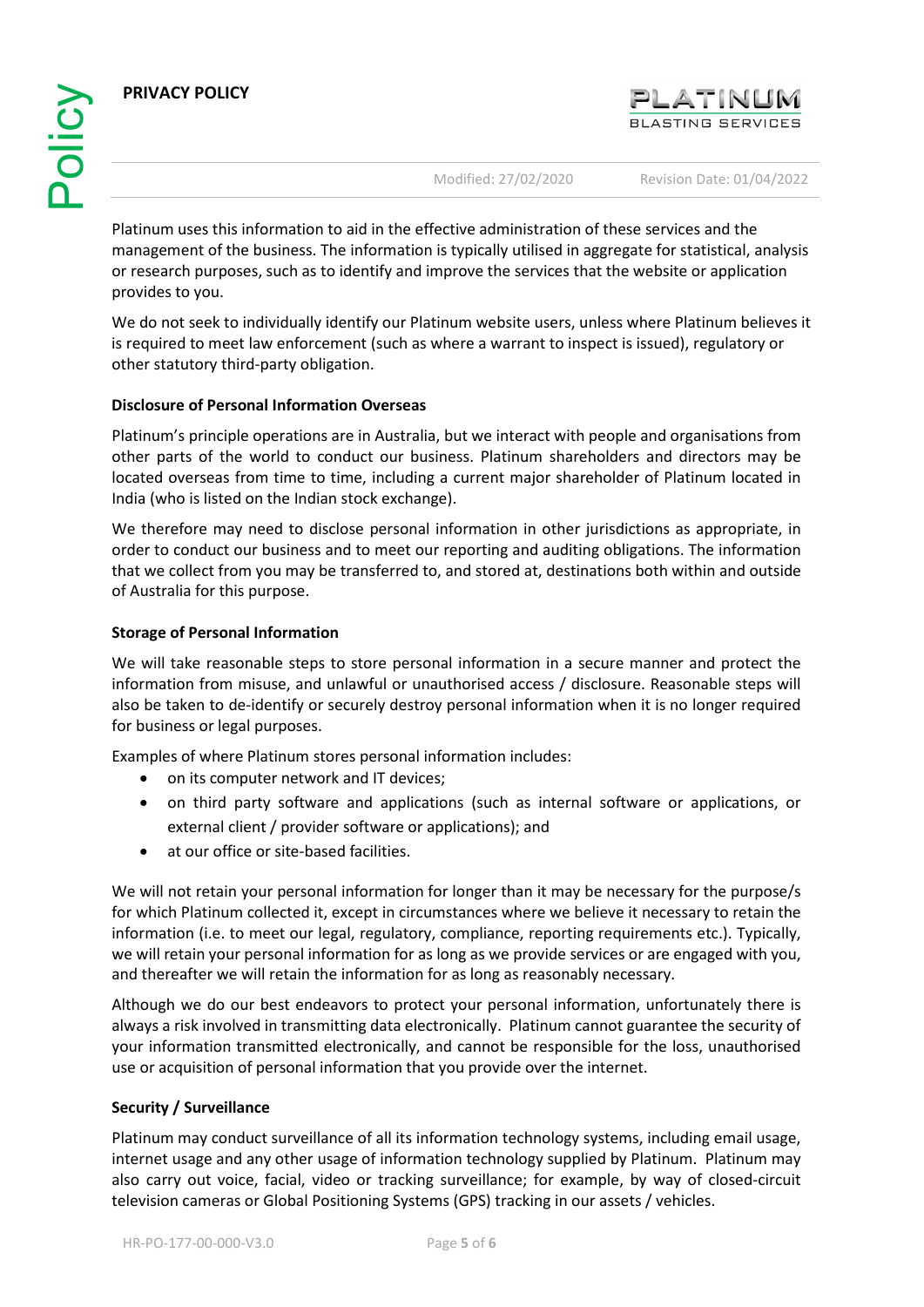Platinum uses this information to aid in the effective administration of these services and the management of the business. The information is typically utilised in aggregate for statistical, analysis or research purposes, such as to identify and improve the services that the website or application provides to you.

We do not seek to individually identify our Platinum website users, unless where Platinum believes it is required to meet law enforcement (such as where a warrant to inspect is issued), regulatory or other statutory third-party obligation.

**Disclosure of Personal Information Overseas**

Platinum's principle operations are in Australia, but we interact with people and organisations from other parts of the world to conduct our business. Platinum shareholders and directors may be located overseas from time to time, including a current major shareholder of Platinum located in India (who is listed on the Indian stock exchange).

We therefore may need to disclose personal information in other jurisdictions as appropriate, in order to conduct our business and to meet our reporting and auditing obligations. The information that we collect from you may be transferred to, and stored at, destinations both within and outside of Australia for this purpose.

**Storage of Personal Information**

We will take reasonable steps to store personal information in a secure manner and protect the information from misuse, and unlawful or unauthorised access / disclosure. Reasonable steps will also be taken to de-identify or securely destroy personal information when it is no longer required for business or legal purposes.

Examples of where Platinum stores personal information includes:

- on its computer network and IT devices;
- on third party software and applications (such as internal software or applications, or external client / provider software or applications); and
- at our office or site-based facilities.

We will not retain your personal information for longer than it may be necessary for the purpose/s for which Platinum collected it, except in circumstances where we believe it necessary to retain the information (i.e. to meet our legal, regulatory, compliance, reporting requirements etc.). Typically, we will retain your personal information for as long as we provide services or are engaged with you, and thereafter we will retain the information for as long as reasonably necessary.

Although we do our best endeavors to protect your personal information, unfortunately there is always a risk involved in transmitting data electronically. Platinum cannot guarantee the security of your information transmitted electronically, and cannot be responsible for the loss, unauthorised use or acquisition of personal information that you provide over the internet.

**Security / Surveillance**

Platinum may conduct surveillance of all its information technology systems, including email usage, internet usage and any other usage of information technology supplied by Platinum. Platinum may also carry out voice, facial, video or tracking surveillance; for example, by way of closed-circuit television cameras or Global Positioning Systems (GPS) tracking in our assets / vehicles.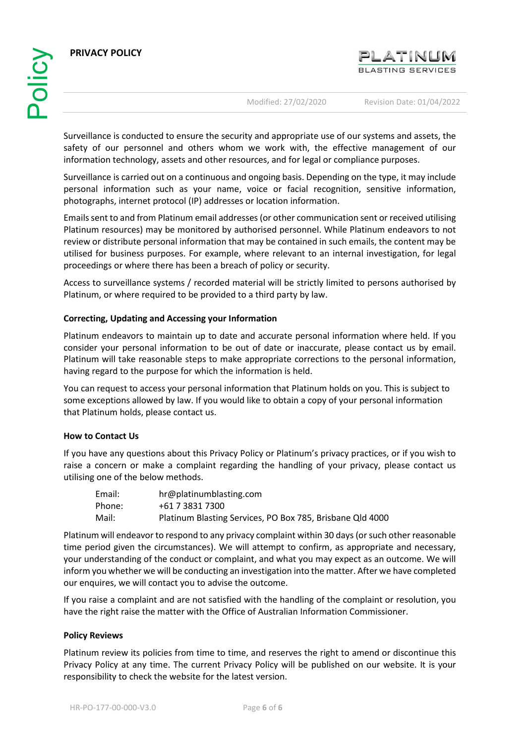Surveillance is conducted to ensure the security and appropriate use of our systems and assets, the safety of our personnel and others whom we work with, the effective management of our information technology, assets and other resources, and for legal or compliance purposes.

Surveillance is carried out on a continuous and ongoing basis. Depending on the type, it may include personal information such as your name, voice or facial recognition, sensitive information, photographs, internet protocol (IP) addresses or location information.

Emails sent to and from Platinum email addresses (or other communication sent or received utilising Platinum resources) may be monitored by authorised personnel. While Platinum endeavors to not review or distribute personal information that may be contained in such emails, the content may be utilised for business purposes. For example, where relevant to an internal investigation, for legal proceedings or where there has been a breach of policy or security.

Access to surveillance systems / recorded material will be strictly limited to persons authorised by Platinum, or where required to be provided to a third party by law.

**Correcting, Updating and Accessing your Information**

Platinum endeavors to maintain up to date and accurate personal information where held. If you consider your personal information to be out of date or inaccurate, please contact us by email. Platinum will take reasonable steps to make appropriate corrections to the personal information, having regard to the purpose for which the information is held.

You can request to access your personal information that Platinum holds on you. This is subject to some exceptions allowed by law. If you would like to obtain a copy of your personal information that Platinum holds, please contact us.

**How to Contact Us**

If you have any questions about this Privacy Policy or Platinum's privacy practices, or if you wish to raise a concern or make a complaint regarding the handling of your privacy, please contact us utilising one of the below methods.

| | |
|---|---|
| Email: | hr@platinumblasting.com |
| Phone: | +61 7 3831 7300 |
| Mail: | Platinum Blasting Services, PO Box 785, Brisbane Qld 4000 |

Platinum will endeavor to respond to any privacy complaint within 30 days (or such other reasonable time period given the circumstances). We will attempt to confirm, as appropriate and necessary, your understanding of the conduct or complaint, and what you may expect as an outcome. We will inform you whether we will be conducting an investigation into the matter. After we have completed our enquires, we will contact you to advise the outcome.

If you raise a complaint and are not satisfied with the handling of the complaint or resolution, you have the right raise the matter with the Office of Australian Information Commissioner.

**Policy Reviews**

Platinum review its policies from time to time, and reserves the right to amend or discontinue this Privacy Policy at any time. The current Privacy Policy will be published on our website. It is your responsibility to check the website for the latest version.